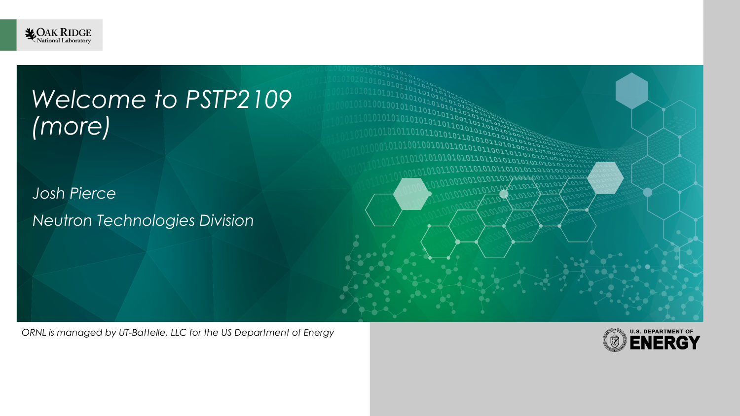# *Welcome to PSTP2109 (more)*

*Josh Pierce*

*Neutron Technologies Division*

*ORNL is managed by UT-Battelle, LLC for the US Department of Energy*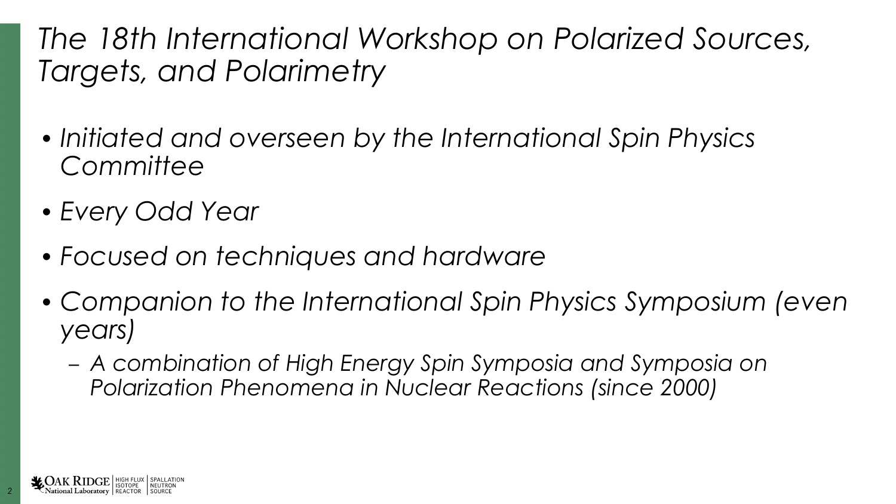# *The 18th International Workshop on Polarized Sources, Targets, and Polarimetry*

- *Initiated and overseen by the International Spin Physics Committee*
- *Every Odd Year*
- *Focused on techniques and hardware*
- *Companion to the International Spin Physics Symposium (even years)*
  - *A combination of High Energy Spin Symposia and Symposia on Polarization Phenomena in Nuclear Reactions (since 2000)*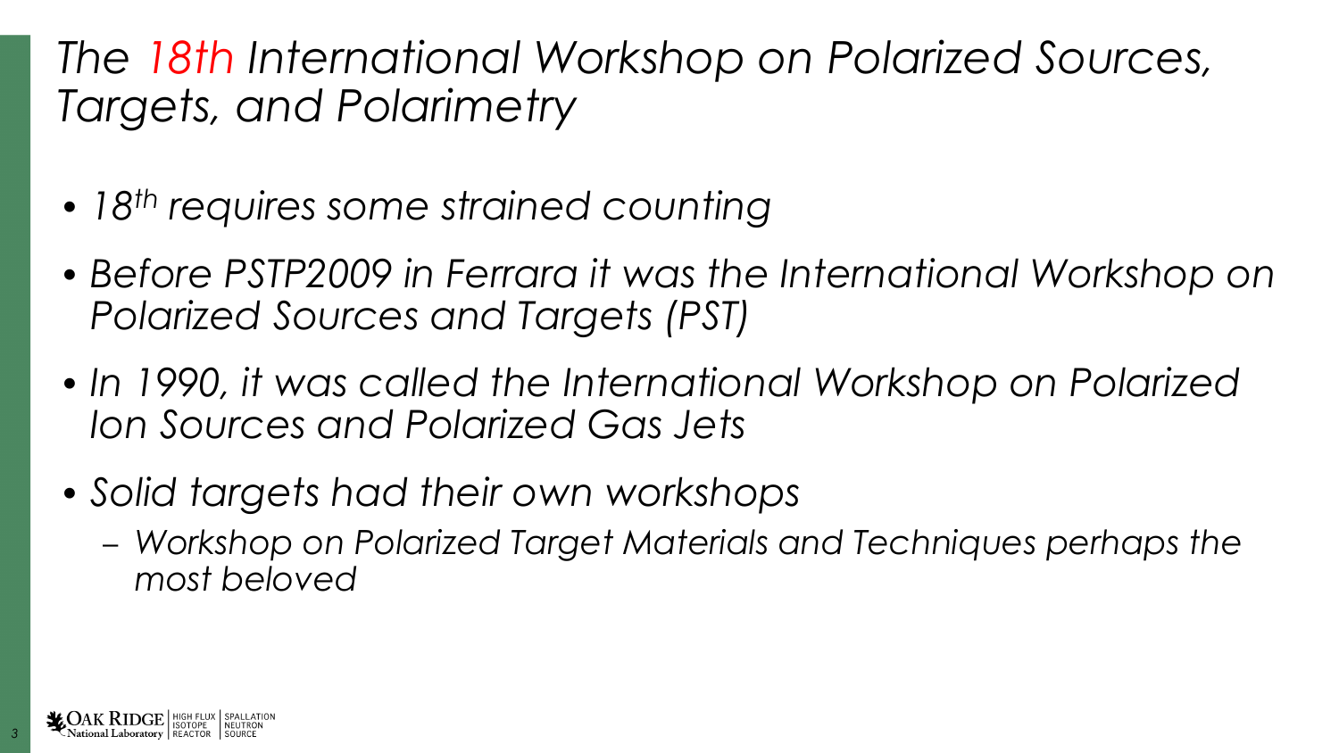# *The 18th International Workshop on Polarized Sources, Targets, and Polarimetry*

- *18th requires some strained counting*
- *Before PSTP2009 in Ferrara it was the International Workshop on Polarized Sources and Targets (PST)*
- *In 1990, it was called the International Workshop on Polarized Ion Sources and Polarized Gas Jets*
- *Solid targets had their own workshops*
  - *Workshop on Polarized Target Materials and Techniques perhaps the most beloved*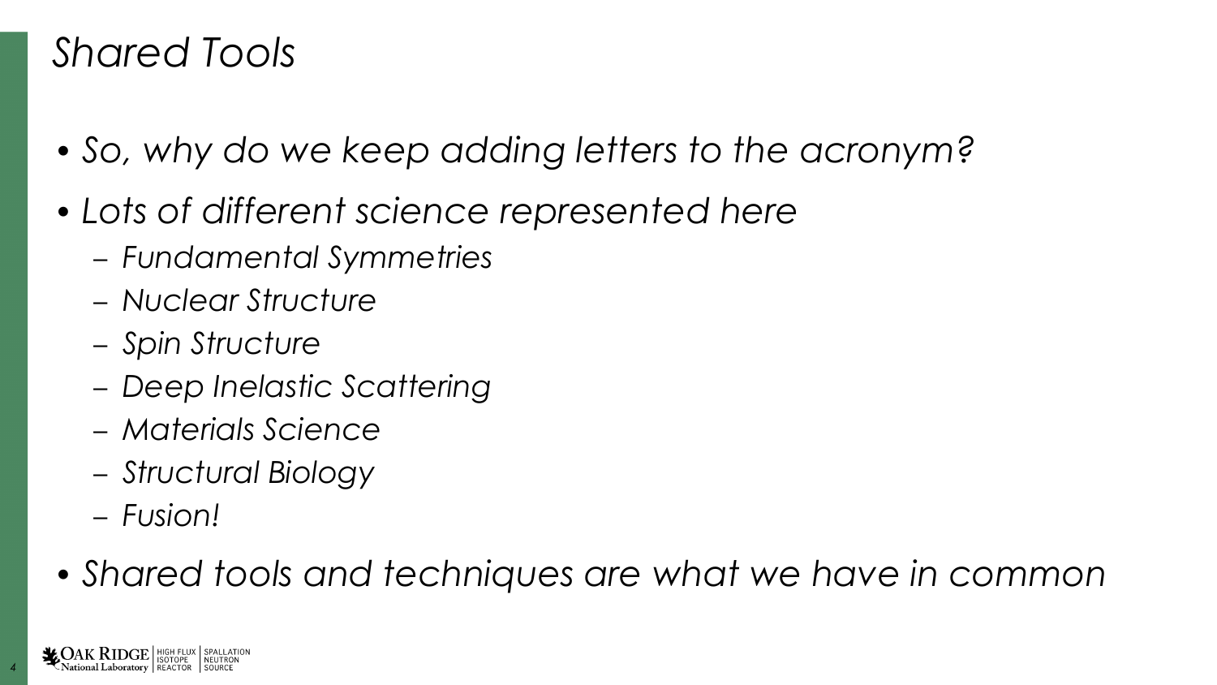# *Shared Tools*

- *So, why do we keep adding letters to the acronym?*
- *Lots of different science represented here*
  - *Fundamental Symmetries*
  - *Nuclear Structure*
  - *Spin Structure*
  - *Deep Inelastic Scattering*
  - *Materials Science*
  - *Structural Biology*
  - *Fusion!*
- *Shared tools and techniques are what we have in common*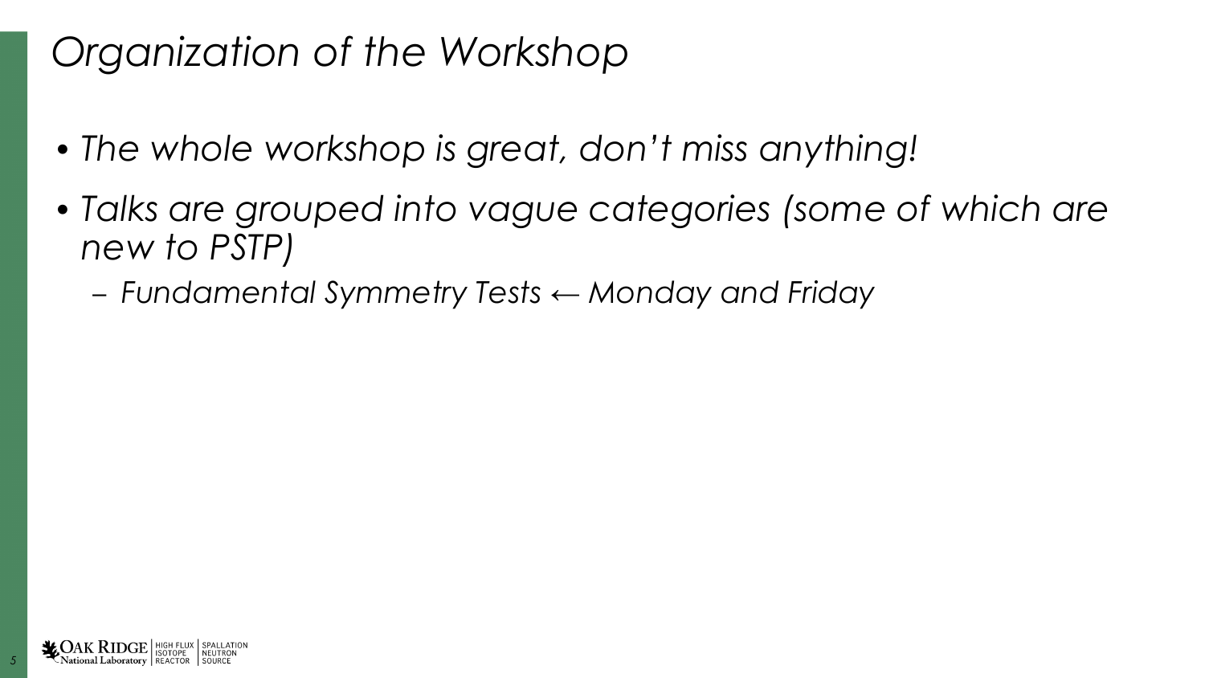# *Organization of the Workshop*

- *The whole workshop is great, don't miss anything!*
- *Talks are grouped into vague categories (some of which are new to PSTP)*
  - *Fundamental Symmetry Tests ← Monday and Friday*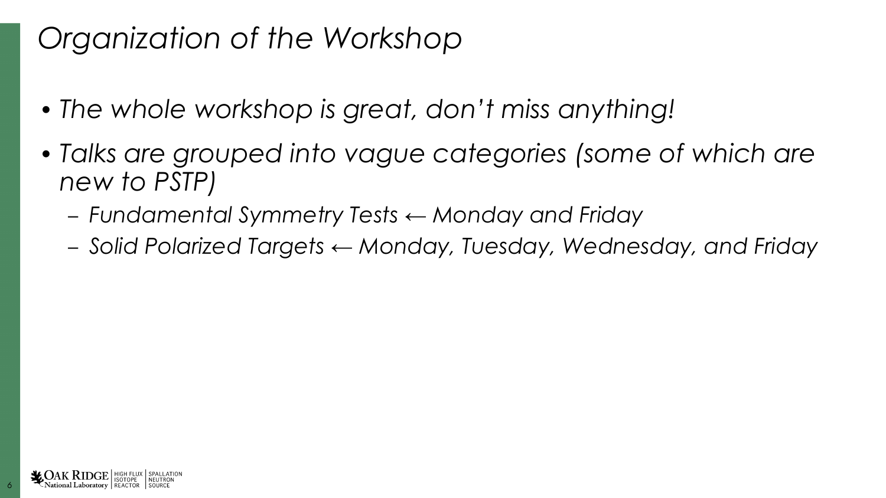# *Organization of the Workshop*

- *The whole workshop is great, don't miss anything!*
- *Talks are grouped into vague categories (some of which are new to PSTP)*
  - *Fundamental Symmetry Tests ← Monday and Friday*
  - *Solid Polarized Targets ← Monday, Tuesday, Wednesday, and Friday*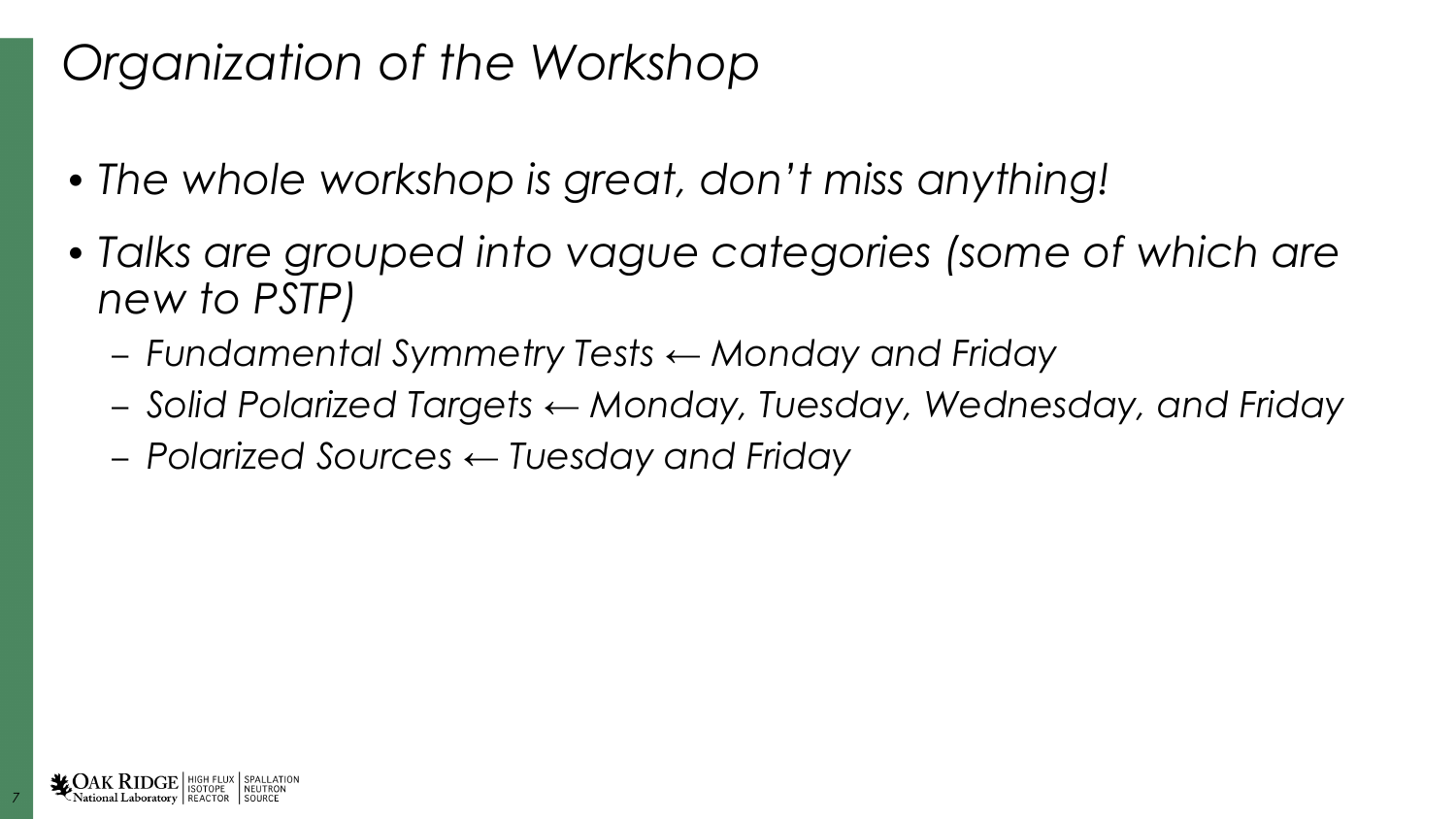# *Organization of the Workshop*

- *The whole workshop is great, don't miss anything!*
- *Talks are grouped into vague categories (some of which are new to PSTP)*
  - *Fundamental Symmetry Tests ← Monday and Friday*
  - *Solid Polarized Targets ← Monday, Tuesday, Wednesday, and Friday*
  - *Polarized Sources ← Tuesday and Friday*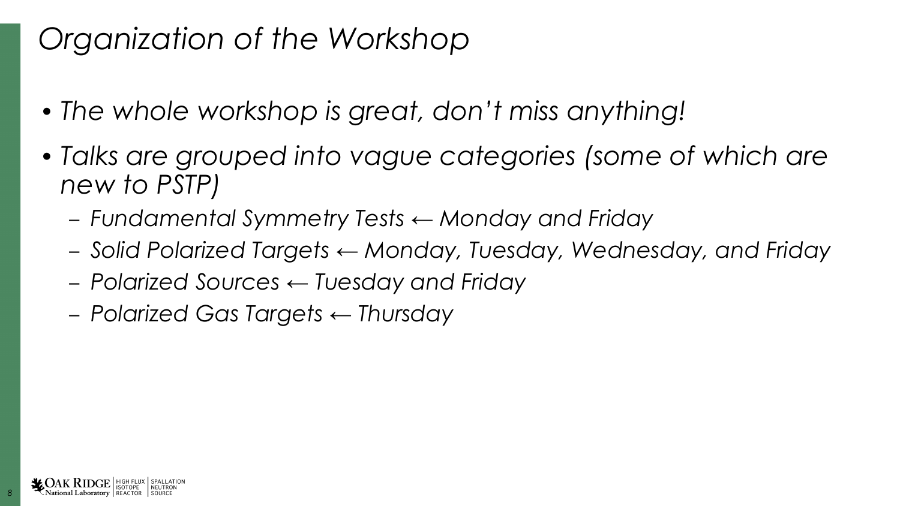# *Organization of the Workshop*

- *The whole workshop is great, don't miss anything!*
- *Talks are grouped into vague categories (some of which are new to PSTP)*
  - *Fundamental Symmetry Tests ← Monday and Friday*
  - *Solid Polarized Targets ← Monday, Tuesday, Wednesday, and Friday*
  - *Polarized Sources ← Tuesday and Friday*
  - *Polarized Gas Targets ← Thursday*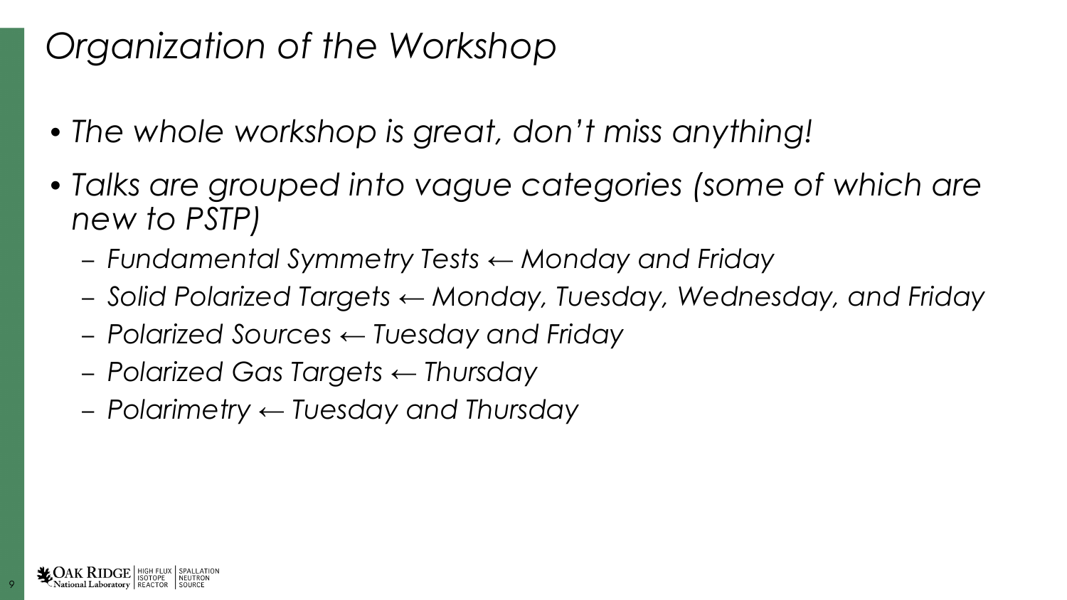# *Organization of the Workshop*

- *The whole workshop is great, don't miss anything!*
- *Talks are grouped into vague categories (some of which are new to PSTP)*
  - *Fundamental Symmetry Tests ← Monday and Friday*
  - *Solid Polarized Targets ← Monday, Tuesday, Wednesday, and Friday*
  - *Polarized Sources ← Tuesday and Friday*
  - *Polarized Gas Targets ← Thursday*
  - *Polarimetry ← Tuesday and Thursday*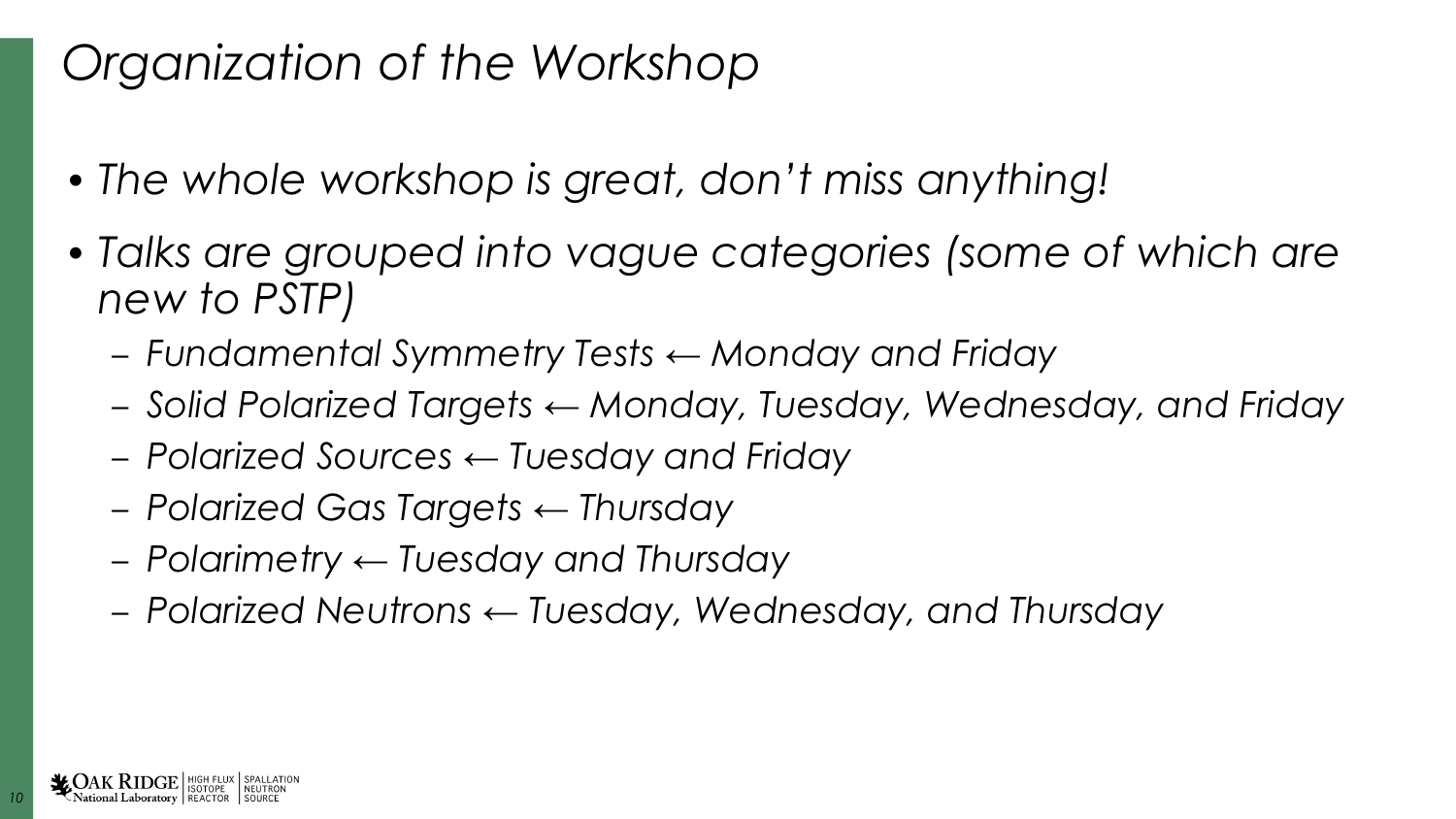# *Organization of the Workshop*

- *The whole workshop is great, don't miss anything!*
- *Talks are grouped into vague categories (some of which are new to PSTP)*
  - *Fundamental Symmetry Tests ← Monday and Friday*
  - *Solid Polarized Targets ← Monday, Tuesday, Wednesday, and Friday*
  - *Polarized Sources ← Tuesday and Friday*
  - *Polarized Gas Targets ← Thursday*
  - *Polarimetry ← Tuesday and Thursday*
  - *Polarized Neutrons ← Tuesday, Wednesday, and Thursday*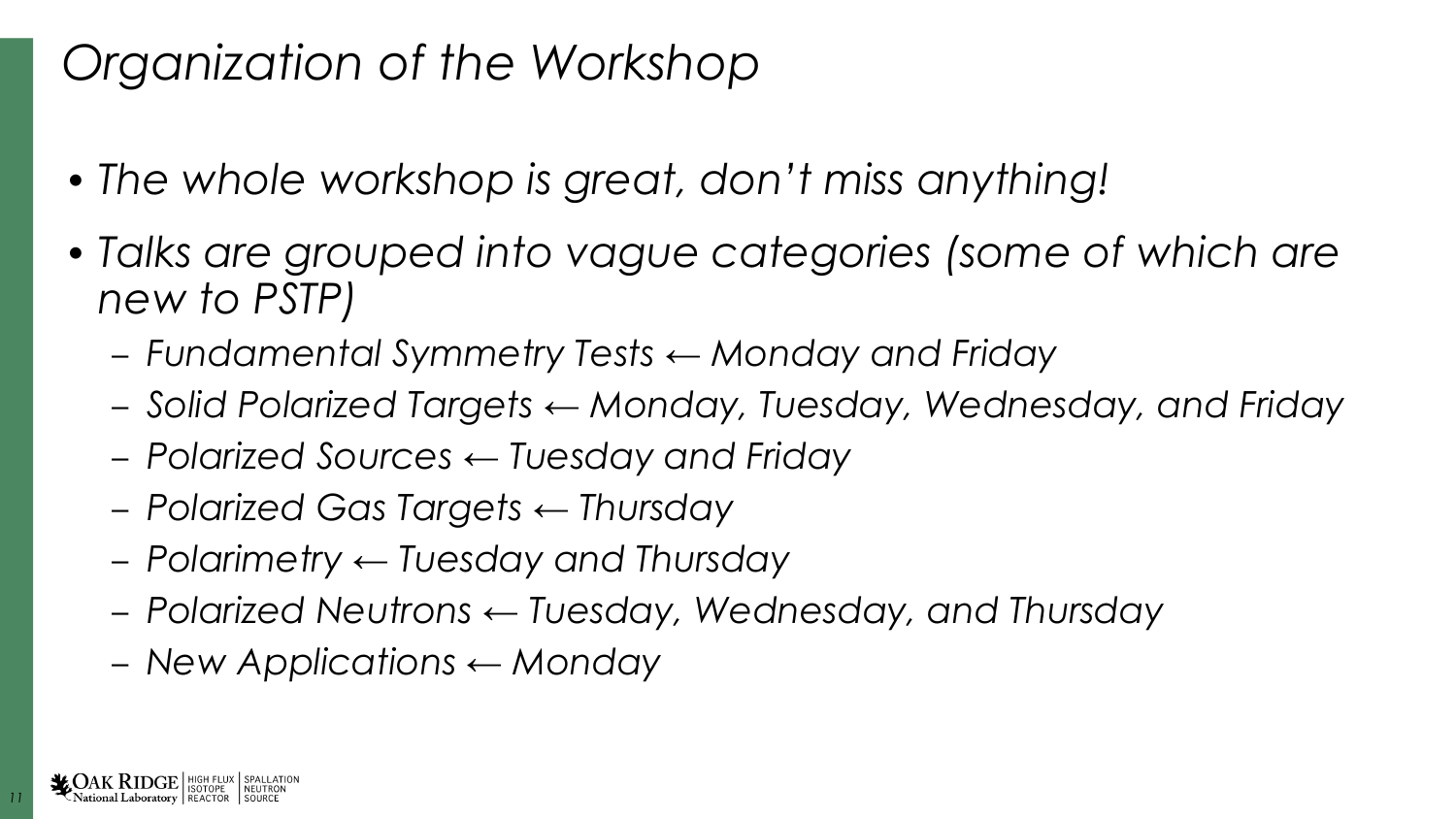# *Organization of the Workshop*

- *The whole workshop is great, don't miss anything!*
- *Talks are grouped into vague categories (some of which are new to PSTP)*
  - *Fundamental Symmetry Tests ← Monday and Friday*
  - *Solid Polarized Targets ← Monday, Tuesday, Wednesday, and Friday*
  - *Polarized Sources ← Tuesday and Friday*
  - *Polarized Gas Targets ← Thursday*
  - *Polarimetry ← Tuesday and Thursday*
  - *Polarized Neutrons ← Tuesday, Wednesday, and Thursday*
  - *New Applications ← Monday*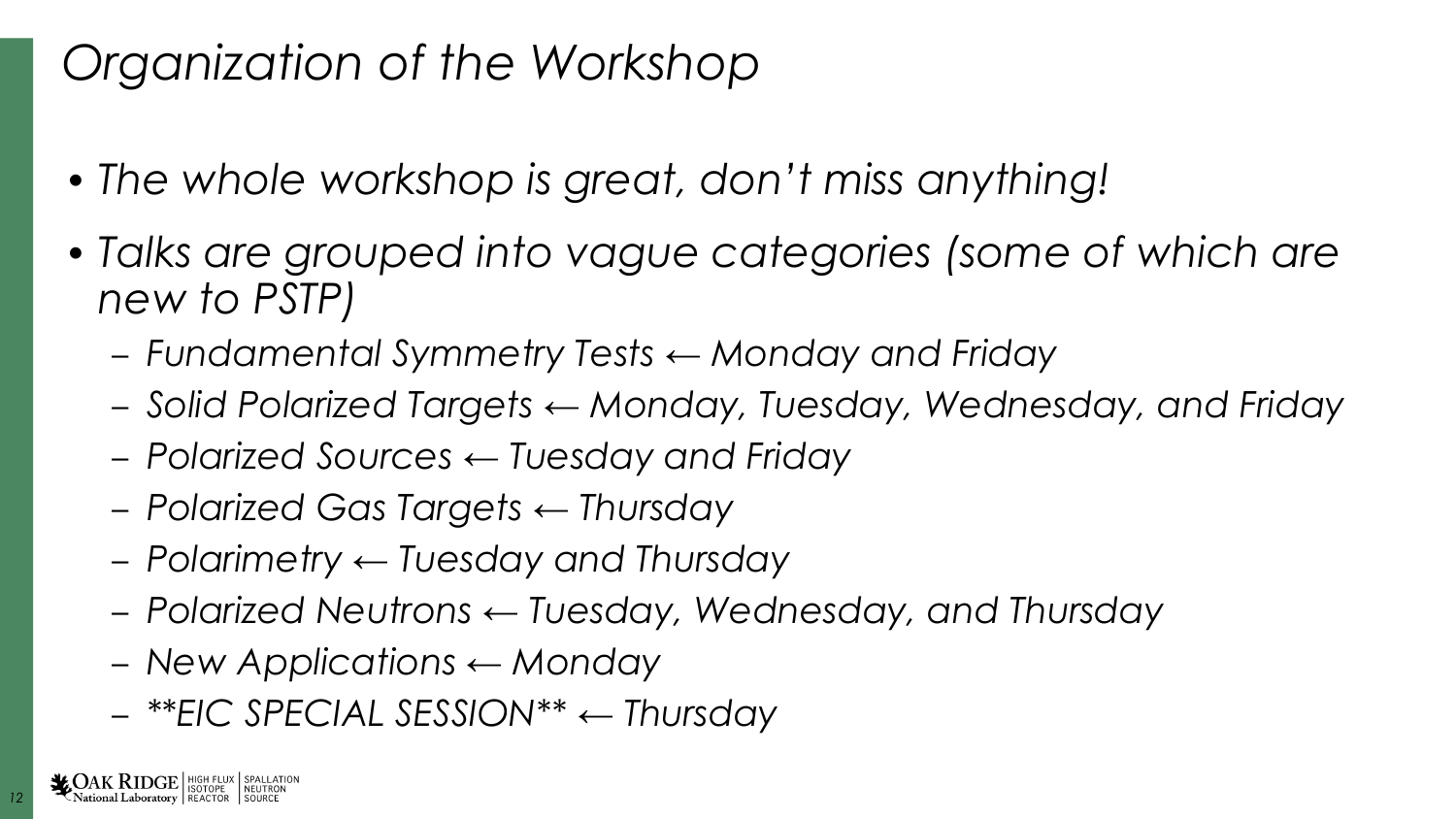# *Organization of the Workshop*

- *The whole workshop is great, don't miss anything!*
- *Talks are grouped into vague categories (some of which are new to PSTP)*
  - *Fundamental Symmetry Tests ← Monday and Friday*
  - *Solid Polarized Targets ← Monday, Tuesday, Wednesday, and Friday*
  - *Polarized Sources ← Tuesday and Friday*
  - *Polarized Gas Targets ← Thursday*
  - *Polarimetry ← Tuesday and Thursday*
  - *Polarized Neutrons ← Tuesday, Wednesday, and Thursday*
  - *New Applications ← Monday*
  - *\*\*EIC SPECIAL SESSION\*\* ← Thursday*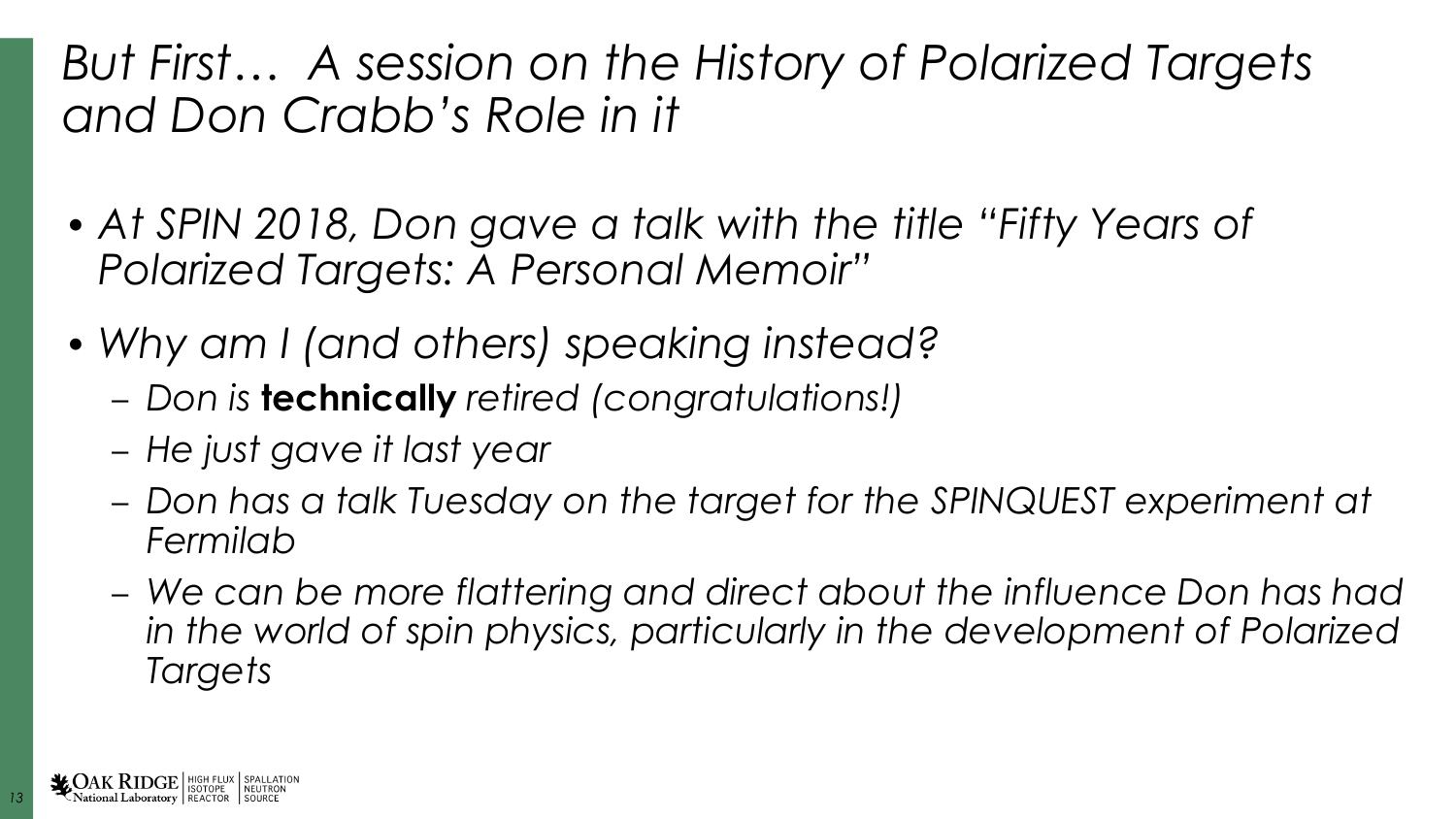# *But First… A session on the History of Polarized Targets and Don Crabb's Role in it*

- *At SPIN 2018, Don gave a talk with the title "Fifty Years of Polarized Targets: A Personal Memoir"*
- *Why am I (and others) speaking instead?*
  - *Don is* **technically** *retired (congratulations!)*
  - *He just gave it last year*
  - *Don has a talk Tuesday on the target for the SPINQUEST experiment at Fermilab*
  - *We can be more flattering and direct about the influence Don has had in the world of spin physics, particularly in the development of Polarized Targets*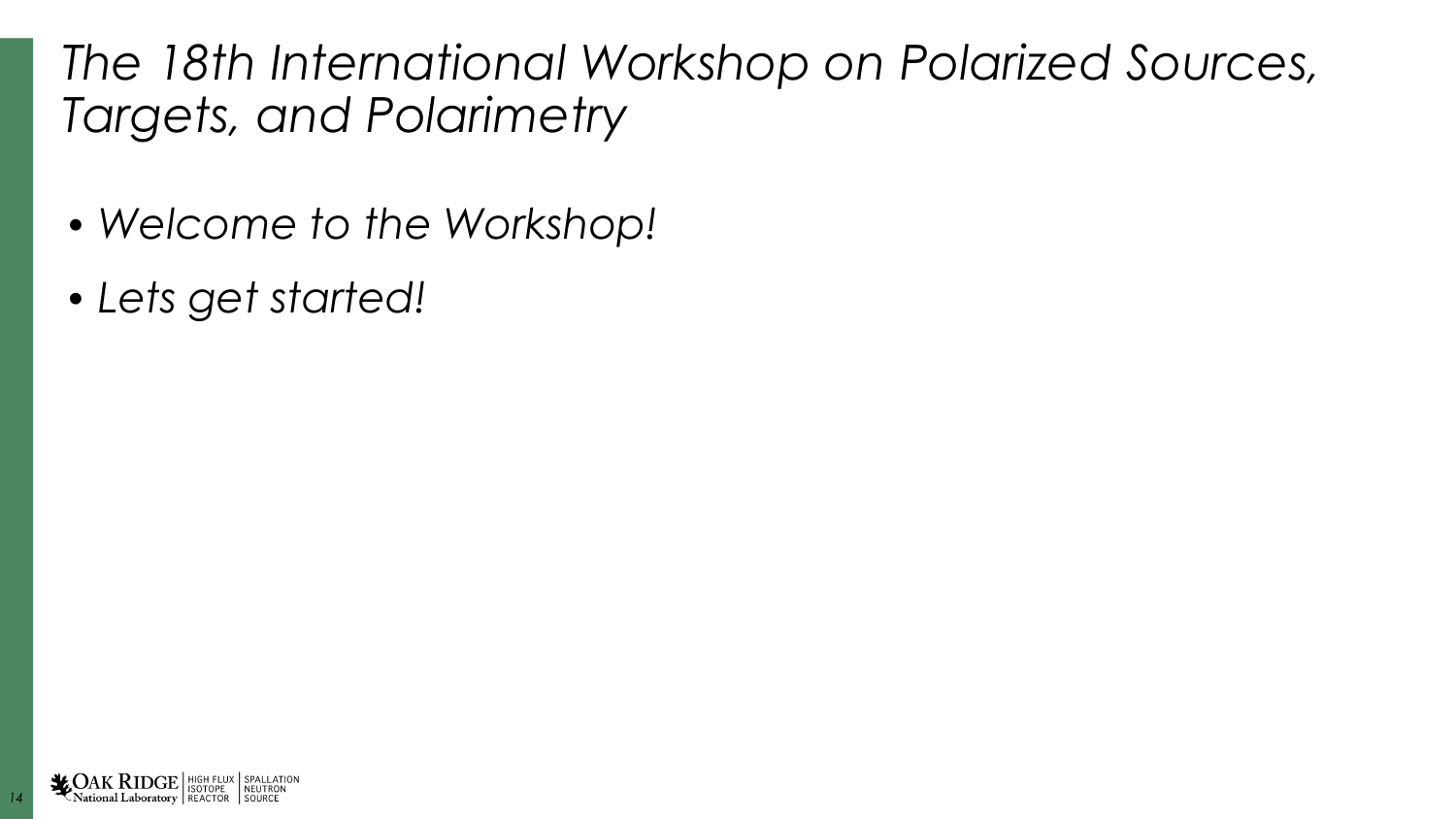# *The 18th International Workshop on Polarized Sources, Targets, and Polarimetry*

- *Welcome to the Workshop!*
- *Lets get started!*